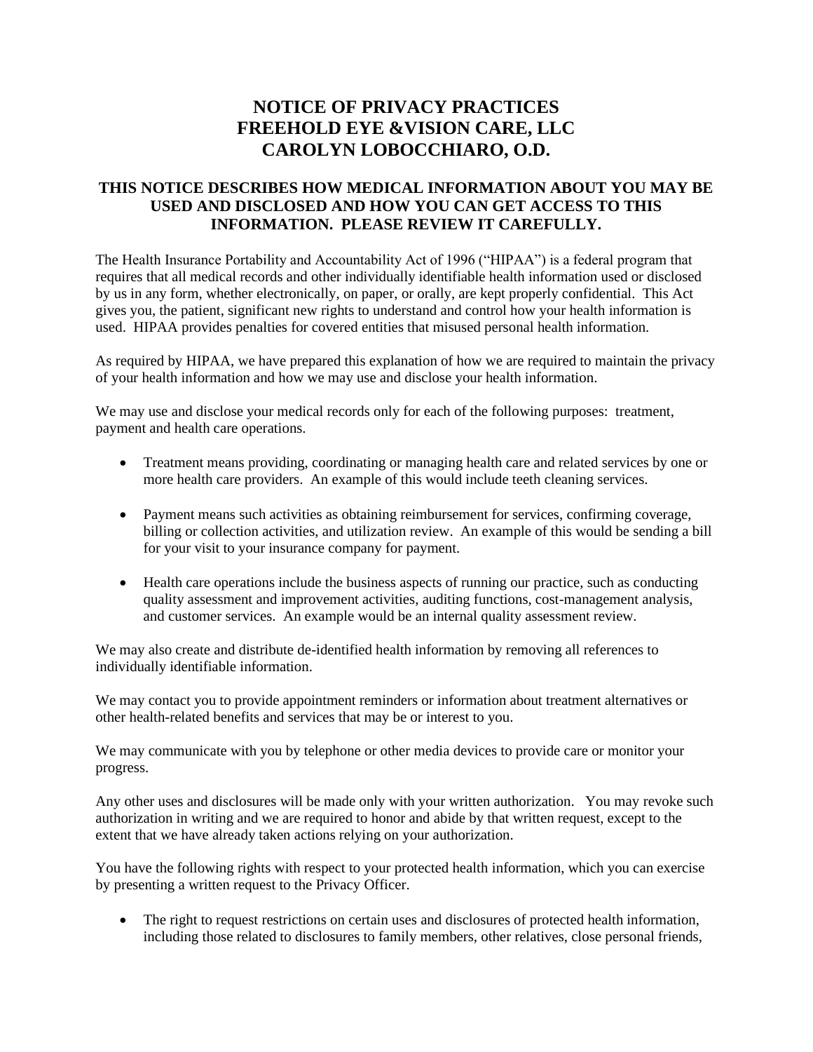# NOTICE OF PRIVACY PRACTICES
# FREEHOLD EYE &VISION CARE, LLC
# CAROLYN LOBOCCHIARO, O.D.

## THIS NOTICE DESCRIBES HOW MEDICAL INFORMATION ABOUT YOU MAY BE USED AND DISCLOSED AND HOW YOU CAN GET ACCESS TO THIS INFORMATION. PLEASE REVIEW IT CAREFULLY.

The Health Insurance Portability and Accountability Act of 1996 ("HIPAA") is a federal program that requires that all medical records and other individually identifiable health information used or disclosed by us in any form, whether electronically, on paper, or orally, are kept properly confidential. This Act gives you, the patient, significant new rights to understand and control how your health information is used. HIPAA provides penalties for covered entities that misused personal health information.

As required by HIPAA, we have prepared this explanation of how we are required to maintain the privacy of your health information and how we may use and disclose your health information.

We may use and disclose your medical records only for each of the following purposes: treatment, payment and health care operations.

- Treatment means providing, coordinating or managing health care and related services by one or more health care providers. An example of this would include teeth cleaning services.
- Payment means such activities as obtaining reimbursement for services, confirming coverage, billing or collection activities, and utilization review. An example of this would be sending a bill for your visit to your insurance company for payment.
- Health care operations include the business aspects of running our practice, such as conducting quality assessment and improvement activities, auditing functions, cost-management analysis, and customer services. An example would be an internal quality assessment review.

We may also create and distribute de-identified health information by removing all references to individually identifiable information.

We may contact you to provide appointment reminders or information about treatment alternatives or other health-related benefits and services that may be or interest to you.

We may communicate with you by telephone or other media devices to provide care or monitor your progress.

Any other uses and disclosures will be made only with your written authorization. You may revoke such authorization in writing and we are required to honor and abide by that written request, except to the extent that we have already taken actions relying on your authorization.

You have the following rights with respect to your protected health information, which you can exercise by presenting a written request to the Privacy Officer.

- The right to request restrictions on certain uses and disclosures of protected health information, including those related to disclosures to family members, other relatives, close personal friends,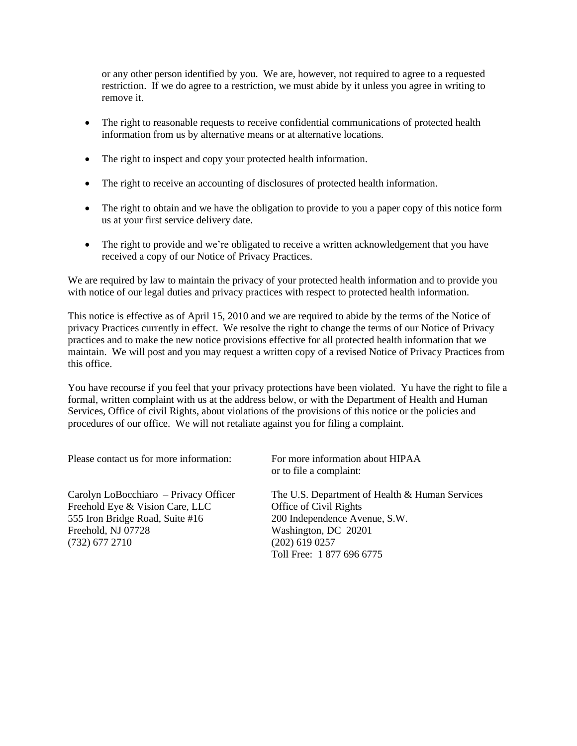or any other person identified by you. We are, however, not required to agree to a requested restriction. If we do agree to a restriction, we must abide by it unless you agree in writing to remove it.

- The right to reasonable requests to receive confidential communications of protected health information from us by alternative means or at alternative locations.

- The right to inspect and copy your protected health information.

- The right to receive an accounting of disclosures of protected health information.

- The right to obtain and we have the obligation to provide to you a paper copy of this notice form us at your first service delivery date.

- The right to provide and we're obligated to receive a written acknowledgement that you have received a copy of our Notice of Privacy Practices.

We are required by law to maintain the privacy of your protected health information and to provide you with notice of our legal duties and privacy practices with respect to protected health information.

This notice is effective as of April 15, 2010 and we are required to abide by the terms of the Notice of privacy Practices currently in effect. We resolve the right to change the terms of our Notice of Privacy practices and to make the new notice provisions effective for all protected health information that we maintain. We will post and you may request a written copy of a revised Notice of Privacy Practices from this office.

You have recourse if you feel that your privacy protections have been violated. Yu have the right to file a formal, written complaint with us at the address below, or with the Department of Health and Human Services, Office of civil Rights, about violations of the provisions of this notice or the policies and procedures of our office. We will not retaliate against you for filing a complaint.

Please contact us for more information:

Carolyn LoBocchiaro – Privacy Officer
Freehold Eye & Vision Care, LLC
555 Iron Bridge Road, Suite #16
Freehold, NJ 07728
(732) 677 2710

For more information about HIPAA or to file a complaint:

The U.S. Department of Health & Human Services
Office of Civil Rights
200 Independence Avenue, S.W.
Washington, DC 20201
(202) 619 0257
Toll Free: 1 877 696 6775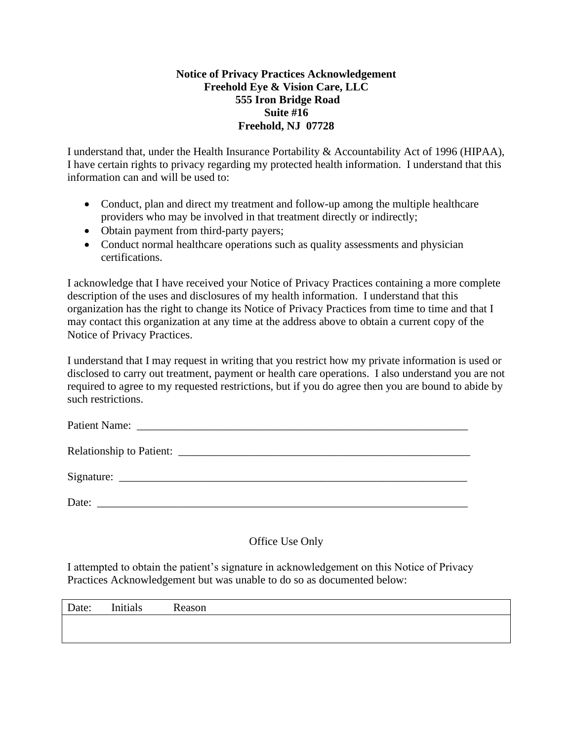**Notice of Privacy Practices Acknowledgement**
**Freehold Eye & Vision Care, LLC**
**555 Iron Bridge Road**
**Suite #16**
**Freehold, NJ 07728**

I understand that, under the Health Insurance Portability & Accountability Act of 1996 (HIPAA), I have certain rights to privacy regarding my protected health information. I understand that this information can and will be used to:

- Conduct, plan and direct my treatment and follow-up among the multiple healthcare providers who may be involved in that treatment directly or indirectly;
- Obtain payment from third-party payers;
- Conduct normal healthcare operations such as quality assessments and physician certifications.

I acknowledge that I have received your Notice of Privacy Practices containing a more complete description of the uses and disclosures of my health information. I understand that this organization has the right to change its Notice of Privacy Practices from time to time and that I may contact this organization at any time at the address above to obtain a current copy of the Notice of Privacy Practices.

I understand that I may request in writing that you restrict how my private information is used or disclosed to carry out treatment, payment or health care operations. I also understand you are not required to agree to my requested restrictions, but if you do agree then you are bound to abide by such restrictions.

Patient Name: _______________________________________________________________

Relationship to Patient: ______________________________________________________

Signature: _________________________________________________________________

Date: _____________________________________________________________________

Office Use Only

I attempted to obtain the patient's signature in acknowledgement on this Notice of Privacy Practices Acknowledgement but was unable to do so as documented below:

| Date: | Initials | Reason |
|---|---|---|
| | | |